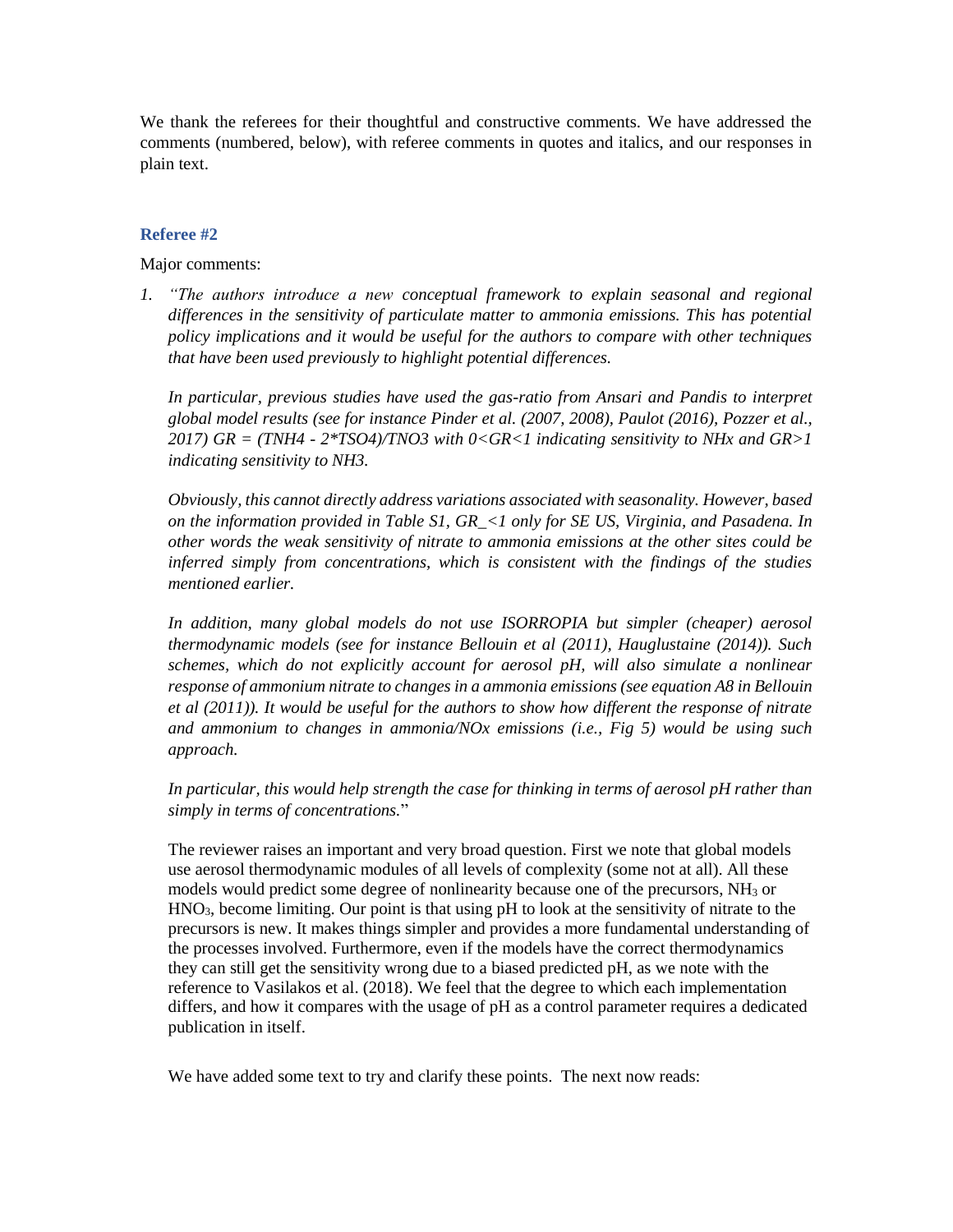We thank the referees for their thoughtful and constructive comments. We have addressed the comments (numbered, below), with referee comments in quotes and italics, and our responses in plain text.

### Referee #2

Major comments:

1. *"The authors introduce a new conceptual framework to explain seasonal and regional differences in the sensitivity of particulate matter to ammonia emissions. This has potential policy implications and it would be useful for the authors to compare with other techniques that have been used previously to highlight potential differences.*

   *In particular, previous studies have used the gas-ratio from Ansari and Pandis to interpret global model results (see for instance Pinder et al. (2007, 2008), Paulot (2016), Pozzer et al., 2017) GR = (TNH4 - 2*TSO4)/TNO3 with 0<GR<1 indicating sensitivity to NHx and GR>1 indicating sensitivity to NH3.*

   *Obviously, this cannot directly address variations associated with seasonality. However, based on the information provided in Table S1, GR_<1 only for SE US, Virginia, and Pasadena. In other words the weak sensitivity of nitrate to ammonia emissions at the other sites could be inferred simply from concentrations, which is consistent with the findings of the studies mentioned earlier.*

   *In addition, many global models do not use ISORROPIA but simpler (cheaper) aerosol thermodynamic models (see for instance Bellouin et al (2011), Hauglustaine (2014)). Such schemes, which do not explicitly account for aerosol pH, will also simulate a nonlinear response of ammonium nitrate to changes in a ammonia emissions (see equation A8 in Bellouin et al (2011)). It would be useful for the authors to show how different the response of nitrate and ammonium to changes in ammonia/NOx emissions (i.e., Fig 5) would be using such approach.*

   *In particular, this would help strength the case for thinking in terms of aerosol pH rather than simply in terms of concentrations.*"

   The reviewer raises an important and very broad question. First we note that global models use aerosol thermodynamic modules of all levels of complexity (some not at all). All these models would predict some degree of nonlinearity because one of the precursors, $NH_3$ or $HNO_3$, become limiting. Our point is that using pH to look at the sensitivity of nitrate to the precursors is new. It makes things simpler and provides a more fundamental understanding of the processes involved. Furthermore, even if the models have the correct thermodynamics they can still get the sensitivity wrong due to a biased predicted pH, as we note with the reference to Vasilakos et al. (2018). We feel that the degree to which each implementation differs, and how it compares with the usage of pH as a control parameter requires a dedicated publication in itself.

   We have added some text to try and clarify these points. The next now reads: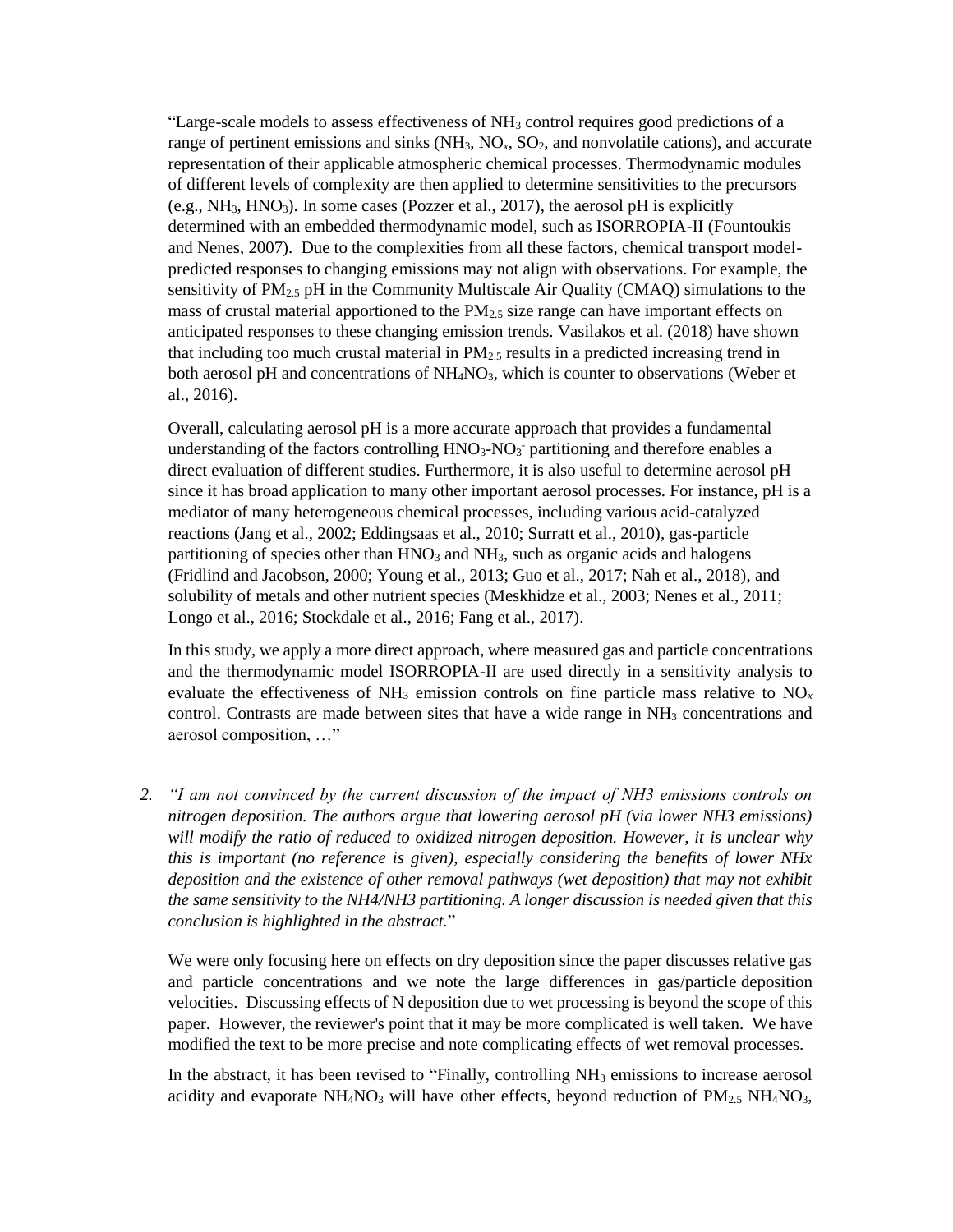"Large-scale models to assess effectiveness of $NH_3$ control requires good predictions of a range of pertinent emissions and sinks ($NH_3$, $NO_x$, $SO_2$, and nonvolatile cations), and accurate representation of their applicable atmospheric chemical processes. Thermodynamic modules of different levels of complexity are then applied to determine sensitivities to the precursors (e.g., $NH_3$, $HNO_3$). In some cases (Pozzer et al., 2017), the aerosol pH is explicitly determined with an embedded thermodynamic model, such as ISORROPIA-II (Fountoukis and Nenes, 2007). Due to the complexities from all these factors, chemical transport model-predicted responses to changing emissions may not align with observations. For example, the sensitivity of $PM_{2.5}$ pH in the Community Multiscale Air Quality (CMAQ) simulations to the mass of crustal material apportioned to the $PM_{2.5}$ size range can have important effects on anticipated responses to these changing emission trends. Vasilakos et al. (2018) have shown that including too much crustal material in $PM_{2.5}$ results in a predicted increasing trend in both aerosol pH and concentrations of $NH_4NO_3$, which is counter to observations (Weber et al., 2016).

Overall, calculating aerosol pH is a more accurate approach that provides a fundamental understanding of the factors controlling $HNO_3$-$NO_3^-$ partitioning and therefore enables a direct evaluation of different studies. Furthermore, it is also useful to determine aerosol pH since it has broad application to many other important aerosol processes. For instance, pH is a mediator of many heterogeneous chemical processes, including various acid-catalyzed reactions (Jang et al., 2002; Eddingsaas et al., 2010; Surratt et al., 2010), gas-particle partitioning of species other than $HNO_3$ and $NH_3$, such as organic acids and halogens (Fridlind and Jacobson, 2000; Young et al., 2013; Guo et al., 2017; Nah et al., 2018), and solubility of metals and other nutrient species (Meskhidze et al., 2003; Nenes et al., 2011; Longo et al., 2016; Stockdale et al., 2016; Fang et al., 2017).

In this study, we apply a more direct approach, where measured gas and particle concentrations and the thermodynamic model ISORROPIA-II are used directly in a sensitivity analysis to evaluate the effectiveness of $NH_3$ emission controls on fine particle mass relative to $NO_x$ control. Contrasts are made between sites that have a wide range in $NH_3$ concentrations and aerosol composition, …"

2. *"I am not convinced by the current discussion of the impact of NH3 emissions controls on nitrogen deposition. The authors argue that lowering aerosol pH (via lower NH3 emissions) will modify the ratio of reduced to oxidized nitrogen deposition. However, it is unclear why this is important (no reference is given), especially considering the benefits of lower NHx deposition and the existence of other removal pathways (wet deposition) that may not exhibit the same sensitivity to the NH4/NH3 partitioning. A longer discussion is needed given that this conclusion is highlighted in the abstract.*"

   We were only focusing here on effects on dry deposition since the paper discusses relative gas and particle concentrations and we note the large differences in gas/particle deposition velocities. Discussing effects of N deposition due to wet processing is beyond the scope of this paper. However, the reviewer's point that it may be more complicated is well taken. We have modified the text to be more precise and note complicating effects of wet removal processes.

   In the abstract, it has been revised to "Finally, controlling $NH_3$ emissions to increase aerosol acidity and evaporate $NH_4NO_3$ will have other effects, beyond reduction of $PM_{2.5}$ $NH_4NO_3$,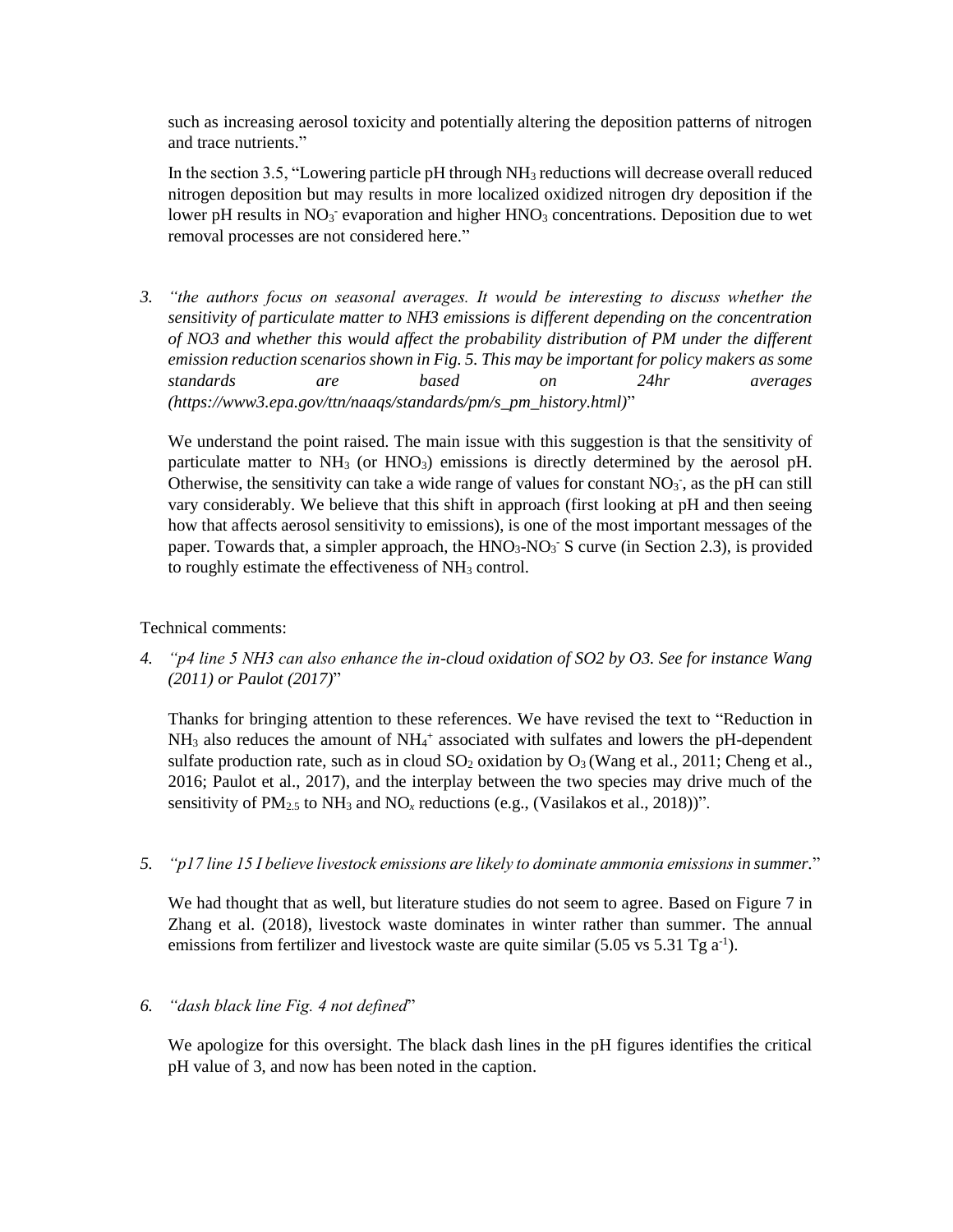such as increasing aerosol toxicity and potentially altering the deposition patterns of nitrogen and trace nutrients."

In the section 3.5, "Lowering particle pH through $NH_3$ reductions will decrease overall reduced nitrogen deposition but may results in more localized oxidized nitrogen dry deposition if the lower pH results in $NO_3^-$ evaporation and higher $HNO_3$ concentrations. Deposition due to wet removal processes are not considered here."

3. *"the authors focus on seasonal averages. It would be interesting to discuss whether the sensitivity of particulate matter to NH3 emissions is different depending on the concentration of NO3 and whether this would affect the probability distribution of PM under the different emission reduction scenarios shown in Fig. 5. This may be important for policy makers as some standards are based on 24hr averages (https://www3.epa.gov/ttn/naaqs/standards/pm/s_pm_history.html)*"

   We understand the point raised. The main issue with this suggestion is that the sensitivity of particulate matter to $NH_3$ (or $HNO_3$) emissions is directly determined by the aerosol pH. Otherwise, the sensitivity can take a wide range of values for constant $NO_3^-$, as the pH can still vary considerably. We believe that this shift in approach (first looking at pH and then seeing how that affects aerosol sensitivity to emissions), is one of the most important messages of the paper. Towards that, a simpler approach, the $HNO_3$-$NO_3^-$ S curve (in Section 2.3), is provided to roughly estimate the effectiveness of $NH_3$ control.

Technical comments:

4. *"p4 line 5 NH3 can also enhance the in-cloud oxidation of SO2 by O3. See for instance Wang (2011) or Paulot (2017)*"

   Thanks for bringing attention to these references. We have revised the text to "Reduction in $NH_3$ also reduces the amount of $NH_4^+$ associated with sulfates and lowers the pH-dependent sulfate production rate, such as in cloud $SO_2$ oxidation by $O_3$ (Wang et al., 2011; Cheng et al., 2016; Paulot et al., 2017), and the interplay between the two species may drive much of the sensitivity of $PM_{2.5}$ to $NH_3$ and $NO_x$ reductions (e.g., (Vasilakos et al., 2018))".

5. *"p17 line 15 I believe livestock emissions are likely to dominate ammonia emissions in summer.*"

   We had thought that as well, but literature studies do not seem to agree. Based on Figure 7 in Zhang et al. (2018), livestock waste dominates in winter rather than summer. The annual emissions from fertilizer and livestock waste are quite similar (5.05 vs 5.31 Tg $a^{-1}$).

6. *"dash black line Fig. 4 not defined*"

   We apologize for this oversight. The black dash lines in the pH figures identifies the critical pH value of 3, and now has been noted in the caption.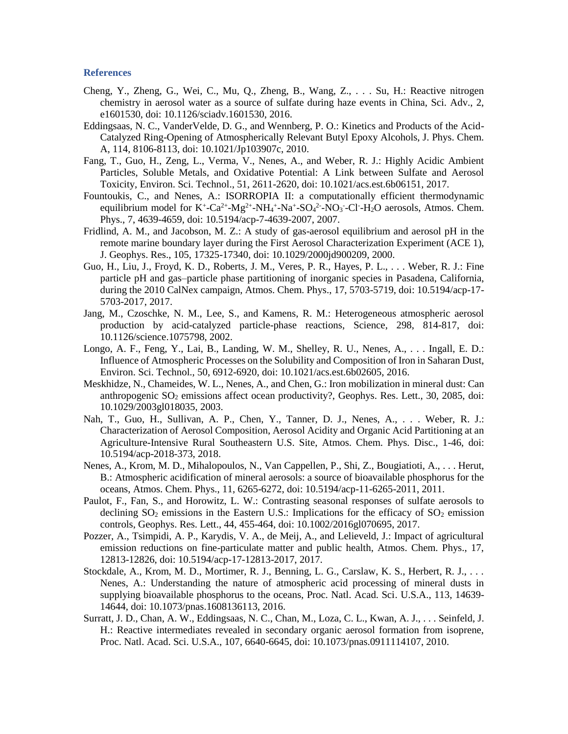## References

Cheng, Y., Zheng, G., Wei, C., Mu, Q., Zheng, B., Wang, Z., . . . Su, H.: Reactive nitrogen chemistry in aerosol water as a source of sulfate during haze events in China, Sci. Adv., 2, e1601530, doi: 10.1126/sciadv.1601530, 2016.

Eddingsaas, N. C., VanderVelde, D. G., and Wennberg, P. O.: Kinetics and Products of the Acid-Catalyzed Ring-Opening of Atmospherically Relevant Butyl Epoxy Alcohols, J. Phys. Chem. A, 114, 8106-8113, doi: 10.1021/Jp103907c, 2010.

Fang, T., Guo, H., Zeng, L., Verma, V., Nenes, A., and Weber, R. J.: Highly Acidic Ambient Particles, Soluble Metals, and Oxidative Potential: A Link between Sulfate and Aerosol Toxicity, Environ. Sci. Technol., 51, 2611-2620, doi: 10.1021/acs.est.6b06151, 2017.

Fountoukis, C., and Nenes, A.: ISORROPIA II: a computationally efficient thermodynamic equilibrium model for $K^+$-$Ca^{2+}$-$Mg^{2+}$-$NH_4^+$-$Na^+$-$SO_4^{2-}$-$NO_3^-$-$Cl^-$-$H_2O$ aerosols, Atmos. Chem. Phys., 7, 4639-4659, doi: 10.5194/acp-7-4639-2007, 2007.

Fridlind, A. M., and Jacobson, M. Z.: A study of gas-aerosol equilibrium and aerosol pH in the remote marine boundary layer during the First Aerosol Characterization Experiment (ACE 1), J. Geophys. Res., 105, 17325-17340, doi: 10.1029/2000jd900209, 2000.

Guo, H., Liu, J., Froyd, K. D., Roberts, J. M., Veres, P. R., Hayes, P. L., . . . Weber, R. J.: Fine particle pH and gas–particle phase partitioning of inorganic species in Pasadena, California, during the 2010 CalNex campaign, Atmos. Chem. Phys., 17, 5703-5719, doi: 10.5194/acp-17-5703-2017, 2017.

Jang, M., Czoschke, N. M., Lee, S., and Kamens, R. M.: Heterogeneous atmospheric aerosol production by acid-catalyzed particle-phase reactions, Science, 298, 814-817, doi: 10.1126/science.1075798, 2002.

Longo, A. F., Feng, Y., Lai, B., Landing, W. M., Shelley, R. U., Nenes, A., . . . Ingall, E. D.: Influence of Atmospheric Processes on the Solubility and Composition of Iron in Saharan Dust, Environ. Sci. Technol., 50, 6912-6920, doi: 10.1021/acs.est.6b02605, 2016.

Meskhidze, N., Chameides, W. L., Nenes, A., and Chen, G.: Iron mobilization in mineral dust: Can anthropogenic $SO_2$ emissions affect ocean productivity?, Geophys. Res. Lett., 30, 2085, doi: 10.1029/2003gl018035, 2003.

Nah, T., Guo, H., Sullivan, A. P., Chen, Y., Tanner, D. J., Nenes, A., . . . Weber, R. J.: Characterization of Aerosol Composition, Aerosol Acidity and Organic Acid Partitioning at an Agriculture-Intensive Rural Southeastern U.S. Site, Atmos. Chem. Phys. Disc., 1-46, doi: 10.5194/acp-2018-373, 2018.

Nenes, A., Krom, M. D., Mihalopoulos, N., Van Cappellen, P., Shi, Z., Bougiatioti, A., . . . Herut, B.: Atmospheric acidification of mineral aerosols: a source of bioavailable phosphorus for the oceans, Atmos. Chem. Phys., 11, 6265-6272, doi: 10.5194/acp-11-6265-2011, 2011.

Paulot, F., Fan, S., and Horowitz, L. W.: Contrasting seasonal responses of sulfate aerosols to declining $SO_2$ emissions in the Eastern U.S.: Implications for the efficacy of $SO_2$ emission controls, Geophys. Res. Lett., 44, 455-464, doi: 10.1002/2016gl070695, 2017.

Pozzer, A., Tsimpidi, A. P., Karydis, V. A., de Meij, A., and Lelieveld, J.: Impact of agricultural emission reductions on fine-particulate matter and public health, Atmos. Chem. Phys., 17, 12813-12826, doi: 10.5194/acp-17-12813-2017, 2017.

Stockdale, A., Krom, M. D., Mortimer, R. J., Benning, L. G., Carslaw, K. S., Herbert, R. J., . . . Nenes, A.: Understanding the nature of atmospheric acid processing of mineral dusts in supplying bioavailable phosphorus to the oceans, Proc. Natl. Acad. Sci. U.S.A., 113, 14639-14644, doi: 10.1073/pnas.1608136113, 2016.

Surratt, J. D., Chan, A. W., Eddingsaas, N. C., Chan, M., Loza, C. L., Kwan, A. J., . . . Seinfeld, J. H.: Reactive intermediates revealed in secondary organic aerosol formation from isoprene, Proc. Natl. Acad. Sci. U.S.A., 107, 6640-6645, doi: 10.1073/pnas.0911114107, 2010.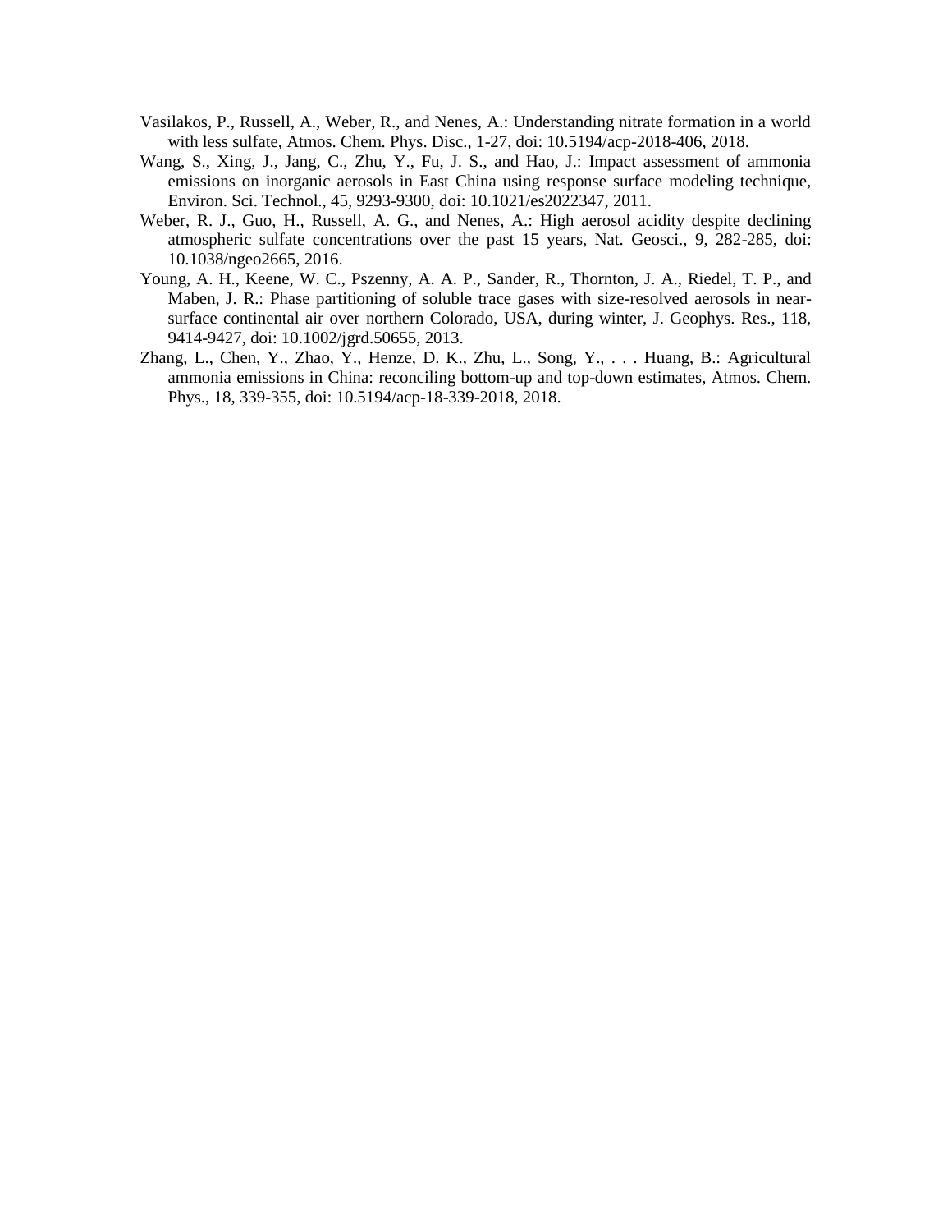Vasilakos, P., Russell, A., Weber, R., and Nenes, A.: Understanding nitrate formation in a world with less sulfate, Atmos. Chem. Phys. Disc., 1-27, doi: 10.5194/acp-2018-406, 2018.

Wang, S., Xing, J., Jang, C., Zhu, Y., Fu, J. S., and Hao, J.: Impact assessment of ammonia emissions on inorganic aerosols in East China using response surface modeling technique, Environ. Sci. Technol., 45, 9293-9300, doi: 10.1021/es2022347, 2011.

Weber, R. J., Guo, H., Russell, A. G., and Nenes, A.: High aerosol acidity despite declining atmospheric sulfate concentrations over the past 15 years, Nat. Geosci., 9, 282-285, doi: 10.1038/ngeo2665, 2016.

Young, A. H., Keene, W. C., Pszenny, A. A. P., Sander, R., Thornton, J. A., Riedel, T. P., and Maben, J. R.: Phase partitioning of soluble trace gases with size-resolved aerosols in near-surface continental air over northern Colorado, USA, during winter, J. Geophys. Res., 118, 9414-9427, doi: 10.1002/jgrd.50655, 2013.

Zhang, L., Chen, Y., Zhao, Y., Henze, D. K., Zhu, L., Song, Y., . . . Huang, B.: Agricultural ammonia emissions in China: reconciling bottom-up and top-down estimates, Atmos. Chem. Phys., 18, 339-355, doi: 10.5194/acp-18-339-2018, 2018.